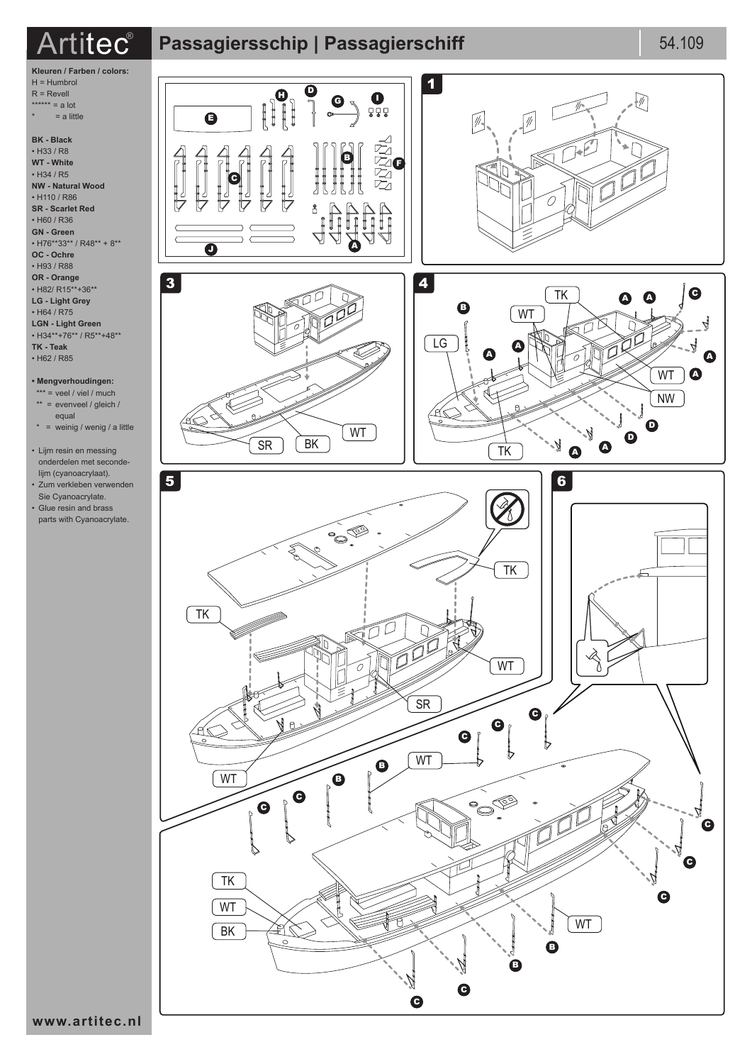# Artitec® Passagiersschip | Passagierschiff 54.109

**Kleuren / Farben / colors:**
H = Humbrol
R = Revell
****** = a lot
* = a little

**BK - Black**
• H33 / R8
**WT - White**
• H34 / R5
**NW - Natural Wood**
• H110 / R86
**SR - Scarlet Red**
• H60 / R36
**GN - Green**
• H76**33** / R48** + 8**
**OC - Ochre**
• H93 / R88
**OR - Orange**
• H82/ R15**+36**
**LG - Light Grey**
• H64 / R75
**LGN - Light Green**
• H34**+76** / R5**+48**
**TK - Teak**
• H62 / R85

**• Mengverhoudingen:**
*** = veel / viel / much
** = evenveel / gleich / equal
* = weinig / wenig / a little

- Lijm resin en messing onderdelen met secondelijm (cyanoacrylaat).
- Zum verkleben verwenden Sie Cyanoacrylate.
- Glue resin and brass parts with Cyanoacrylate.

www.artitec.nl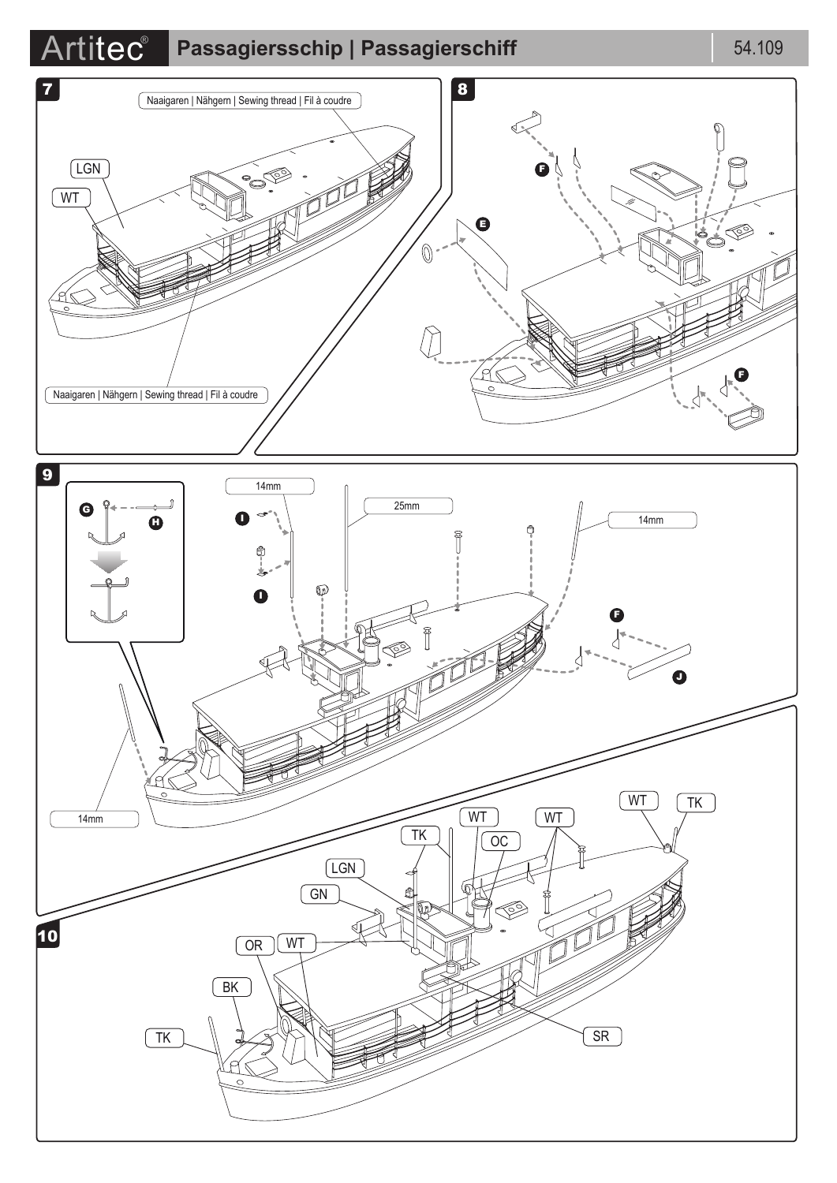# Artitec® Passagiersschip | Passagierschiff 54.109

**7**

Naaigaren | Nähgern | Sewing thread | Fil à coudre

LGN

WT

Naaigaren | Nähgern | Sewing thread | Fil à coudre

**8**

F

E

F

**9**

G

H

I

14mm

25mm

14mm

I

F

J

14mm

**10**

WT

TK

WT

WT

TK

OC

LGN

GN

OR

WT

BK

TK

SR